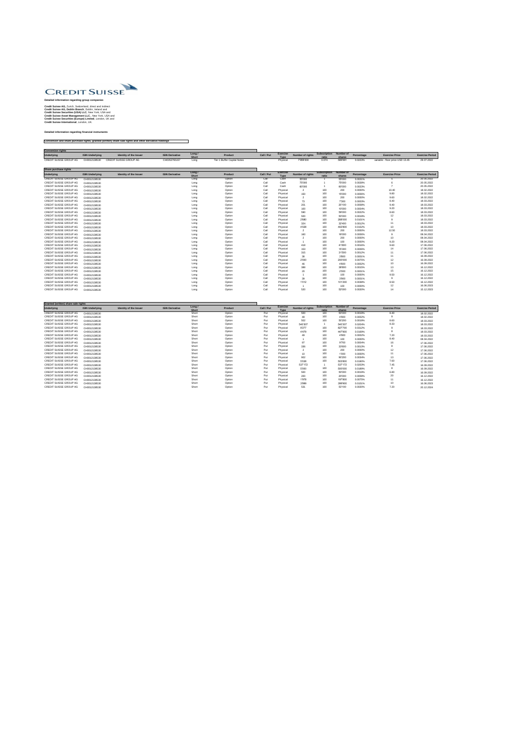# CREDIT SUISSE

**Detailed information regarding group companies**

**Credit Suisse AG**, Zurich, Switzerland, direct and indirect
**Credit Suisse AG, Dublin Branch**, Dublin, Ireland and
**Credit Suisse Securities (USA) LLC**, New York, USA and
**Credit Suisse Asset Management LLC.**, New York, USA and
**Credit Suisse Securities (Europe) Limited**, London, UK and
**Credit Suisse International**, London, UK.

**Detailed information regarding financial instruments**

**Conversion and share purchase rights, granted (written) share sale rights and other derivative holdings**

**Conversion rights**

| Underlying | ISIN Underlying | Identity of the Issuer | ISIN Derivative | Long / Short | Product | Call / Put | Exercise Type | Number of rights | Subscription ratio | Number of shares | Percentage | Exercise Price | Exercise Period |
|---|---|---|---|---|---|---|---|---|---|---|---|---|---|
| CREDIT SUISSE GROUP AG | CH0012138530 | CREDIT SUISSE GROUP AG | CH0352765157 | Long | Tier 1 Buffer Capital Notes | | Physical | 7'959'000 | 0.074 | 589'991 | 0.0223% | variable - floor price USD 13.45 | 29.07.2022 |

**Share purchase rights**

| Underlying | ISIN Underlying | Identity of the Issuer | ISIN Derivative | Long / Short | Product | Call / Put | Exercise Type | Number of rights | Subscription ratio | Number of shares | Percentage | Exercise Price | Exercise Period |
|---|---|---|---|---|---|---|---|---|---|---|---|---|---|
| CREDIT SUISSE GROUP AG | CH0012138530 | | | Long | Option | Call | Cash | 55'000 | 1 | 55'000 | 0.0021% | 5 | 20.05.2022 |
| CREDIT SUISSE GROUP AG | CH0012138530 | | | Long | Option | Call | Cash | 75'000 | 1 | 75'000 | 0.0028% | 6 | 20.05.2022 |
| CREDIT SUISSE GROUP AG | CH0012138530 | | | Long | Option | Call | Cash | 60'000 | 1 | 60'000 | 0.0023% | 7 | 20.05.2022 |
| CREDIT SUISSE GROUP AG | CH0012138530 | | | Long | Option | Call | Physical | 2 | 100 | 200 | 0.0000% | 10.40 | 18.02.2022 |
| CREDIT SUISSE GROUP AG | CH0012138530 | | | Long | Option | Call | Physical | 150 | 100 | 15'000 | 0.0006% | 9.80 | 18.02.2022 |
| CREDIT SUISSE GROUP AG | CH0012138530 | | | Long | Option | Call | Physical | 2 | 100 | 200 | 0.0000% | 9.60 | 18.02.2022 |
| CREDIT SUISSE GROUP AG | CH0012138530 | | | Long | Option | Call | Physical | 73 | 100 | 7'300 | 0.0003% | 8.40 | 18.03.2022 |
| CREDIT SUISSE GROUP AG | CH0012138530 | | | Long | Option | Call | Physical | 201 | 100 | 20'100 | 0.0008% | 9.40 | 18.03.2022 |
| CREDIT SUISSE GROUP AG | CH0012138530 | | | Long | Option | Call | Physical | 100 | 100 | 10'000 | 0.0004% | 9.20 | 18.03.2022 |
| CREDIT SUISSE GROUP AG | CH0012138530 | | | Long | Option | Call | Physical | 590 | 100 | 59'000 | 0.0022% | 8.60 | 18.03.2022 |
| CREDIT SUISSE GROUP AG | CH0012138530 | | | Long | Option | Call | Physical | 500 | 100 | 50'000 | 0.0019% | 12 | 18.03.2022 |
| CREDIT SUISSE GROUP AG | CH0012138530 | | | Long | Option | Call | Physical | 2'680 | 100 | 268'000 | 0.0101% | 9 | 18.03.2022 |
| CREDIT SUISSE GROUP AG | CH0012138530 | | | Long | Option | Call | Physical | 324 | 100 | 32'400 | 0.0012% | 11 | 18.03.2022 |
| CREDIT SUISSE GROUP AG | CH0012138530 | | | Long | Option | Call | Physical | 4'028 | 100 | 402'800 | 0.0152% | 10 | 18.03.2022 |
| CREDIT SUISSE GROUP AG | CH0012138530 | | | Long | Option | Call | Physical | 2 | 100 | 200 | 0.0000% | 12.50 | 18.03.2022 |
| CREDIT SUISSE GROUP AG | CH0012138530 | | | Long | Option | Call | Physical | 160 | 100 | 16'000 | 0.0006% | 9 | 08.04.2022 |
| CREDIT SUISSE GROUP AG | CH0012138530 | | | Long | Option | Call | Physical | 2 | 100 | 200 | 0.0000% | 10 | 08.04.2022 |
| CREDIT SUISSE GROUP AG | CH0012138530 | | | Long | Option | Call | Physical | 1 | 100 | 100 | 0.0000% | 9.20 | 08.04.2022 |
| CREDIT SUISSE GROUP AG | CH0012138530 | | | Long | Option | Call | Physical | 418 | 100 | 41'800 | 0.0016% | 9.60 | 17.06.2022 |
| CREDIT SUISSE GROUP AG | CH0012138530 | | | Long | Option | Call | Physical | 153 | 100 | 15'300 | 0.0006% | 14 | 17.06.2022 |
| CREDIT SUISSE GROUP AG | CH0012138530 | | | Long | Option | Call | Physical | 315 | 100 | 31'500 | 0.0012% | 11 | 17.06.2022 |
| CREDIT SUISSE GROUP AG | CH0012138530 | | | Long | Option | Call | Physical | 38 | 100 | 3'800 | 0.0001% | 11 | 16.09.2022 |
| CREDIT SUISSE GROUP AG | CH0012138530 | | | Long | Option | Call | Physical | 2'000 | 100 | 200'000 | 0.0075% | 12 | 16.09.2022 |
| CREDIT SUISSE GROUP AG | CH0012138530 | | | Long | Option | Call | Physical | 46 | 100 | 4'600 | 0.0002% | 10 | 16.09.2022 |
| CREDIT SUISSE GROUP AG | CH0012138530 | | | Long | Option | Call | Physical | 388 | 100 | 38'800 | 0.0015% | 13 | 16.12.2022 |
| CREDIT SUISSE GROUP AG | CH0012138530 | | | Long | Option | Call | Physical | 20 | 100 | 2'000 | 0.0001% | 15 | 16.12.2022 |
| CREDIT SUISSE GROUP AG | CH0012138530 | | | Long | Option | Call | Physical | 1 | 100 | 100 | 0.0000% | 9.50 | 16.12.2022 |
| CREDIT SUISSE GROUP AG | CH0012138530 | | | Long | Option | Call | Physical | 39 | 100 | 3'900 | 0.0001% | 9 | 16.12.2022 |
| CREDIT SUISSE GROUP AG | CH0012138530 | | | Long | Option | Call | Physical | 1'012 | 100 | 101'200 | 0.0038% | 8.50 | 16.12.2022 |
| CREDIT SUISSE GROUP AG | CH0012138530 | | | Long | Option | Call | Physical | 1 | 100 | 100 | 0.0000% | 12 | 16.06.2023 |
| CREDIT SUISSE GROUP AG | CH0012138530 | | | Long | Option | Call | Physical | 520 | 100 | 52'000 | 0.0020% | 14 | 15.12.2023 |

**Granted (written) share sale rights**

| Underlying | ISIN Underlying | Identity of the Issuer | ISIN Derivative | Long / Short | Product | Call / Put | Exercise Type | Number of rights | Subscription ratio | Number of shares | Percentage | Exercise Price | Exercise Period |
|---|---|---|---|---|---|---|---|---|---|---|---|---|---|
| CREDIT SUISSE GROUP AG | CH0012138530 | | | Short | Option | Put | Physical | 500 | 100 | 50'000 | 0.0019% | 8.40 | 18.02.2022 |
| CREDIT SUISSE GROUP AG | CH0012138530 | | | Short | Option | Put | Physical | 49 | 100 | 4'900 | 0.0002% | 9 | 18.02.2022 |
| CREDIT SUISSE GROUP AG | CH0012138530 | | | Short | Option | Put | Physical | 502 | 100 | 50'200 | 0.0019% | 8.50 | 18.03.2022 |
| CREDIT SUISSE GROUP AG | CH0012138530 | | | Short | Option | Put | Physical | 540'307 | 1 | 540'307 | 0.0204% | 8.33 | 18.03.2022 |
| CREDIT SUISSE GROUP AG | CH0012138530 | | | Short | Option | Put | Physical | 8'277 | 100 | 827'700 | 0.0312% | 9 | 18.03.2022 |
| CREDIT SUISSE GROUP AG | CH0012138530 | | | Short | Option | Put | Physical | 4'479 | 100 | 447'900 | 0.0169% | 8 | 18.03.2022 |
| CREDIT SUISSE GROUP AG | CH0012138530 | | | Short | Option | Put | Physical | 49 | 100 | 4'900 | 0.0002% | 7.20 | 18.03.2022 |
| CREDIT SUISSE GROUP AG | CH0012138530 | | | Short | Option | Put | Physical | 1 | 100 | 100 | 0.0000% | 8.40 | 08.04.2022 |
| CREDIT SUISSE GROUP AG | CH0012138530 | | | Short | Option | Put | Physical | 97 | 100 | 9'700 | 0.0004% | 16 | 17.06.2022 |
| CREDIT SUISSE GROUP AG | CH0012138530 | | | Short | Option | Put | Physical | 336 | 100 | 33'600 | 0.0013% | 8 | 17.06.2022 |
| CREDIT SUISSE GROUP AG | CH0012138530 | | | Short | Option | Put | Physical | 2 | 100 | 200 | 0.0000% | 12 | 17.06.2022 |
| CREDIT SUISSE GROUP AG | CH0012138530 | | | Short | Option | Put | Physical | 10 | 100 | 1'000 | 0.0000% | 11 | 17.06.2022 |
| CREDIT SUISSE GROUP AG | CH0012138530 | | | Short | Option | Put | Physical | 902 | 100 | 90'200 | 0.0034% | 13 | 17.06.2022 |
| CREDIT SUISSE GROUP AG | CH0012138530 | | | Short | Option | Put | Physical | 5'038 | 100 | 503'800 | 0.0190% | 7.60 | 17.06.2022 |
| CREDIT SUISSE GROUP AG | CH0012138530 | | | Short | Option | Put | Physical | 537'172 | 1 | 537'172 | 0.0203% | 7.45 | 16.09.2022 |
| CREDIT SUISSE GROUP AG | CH0012138530 | | | Short | Option | Put | Physical | 5'000 | 100 | 500'000 | 0.0189% | 8 | 16.09.2022 |
| CREDIT SUISSE GROUP AG | CH0012138530 | | | Short | Option | Put | Physical | 500 | 100 | 50'000 | 0.0019% | 6.80 | 16.09.2022 |
| CREDIT SUISSE GROUP AG | CH0012138530 | | | Short | Option | Put | Physical | 200 | 100 | 20'000 | 0.0008% | 20 | 16.12.2022 |
| CREDIT SUISSE GROUP AG | CH0012138530 | | | Short | Option | Put | Physical | 1'978 | 100 | 197'800 | 0.0075% | 11 | 16.12.2022 |
| CREDIT SUISSE GROUP AG | CH0012138530 | | | Short | Option | Put | Physical | 3'999 | 100 | 399'900 | 0.0151% | 10 | 16.06.2023 |
| CREDIT SUISSE GROUP AG | CH0012138530 | | | Short | Option | Put | Physical | 531 | 100 | 53'100 | 0.0020% | 7.20 | 20.12.2024 |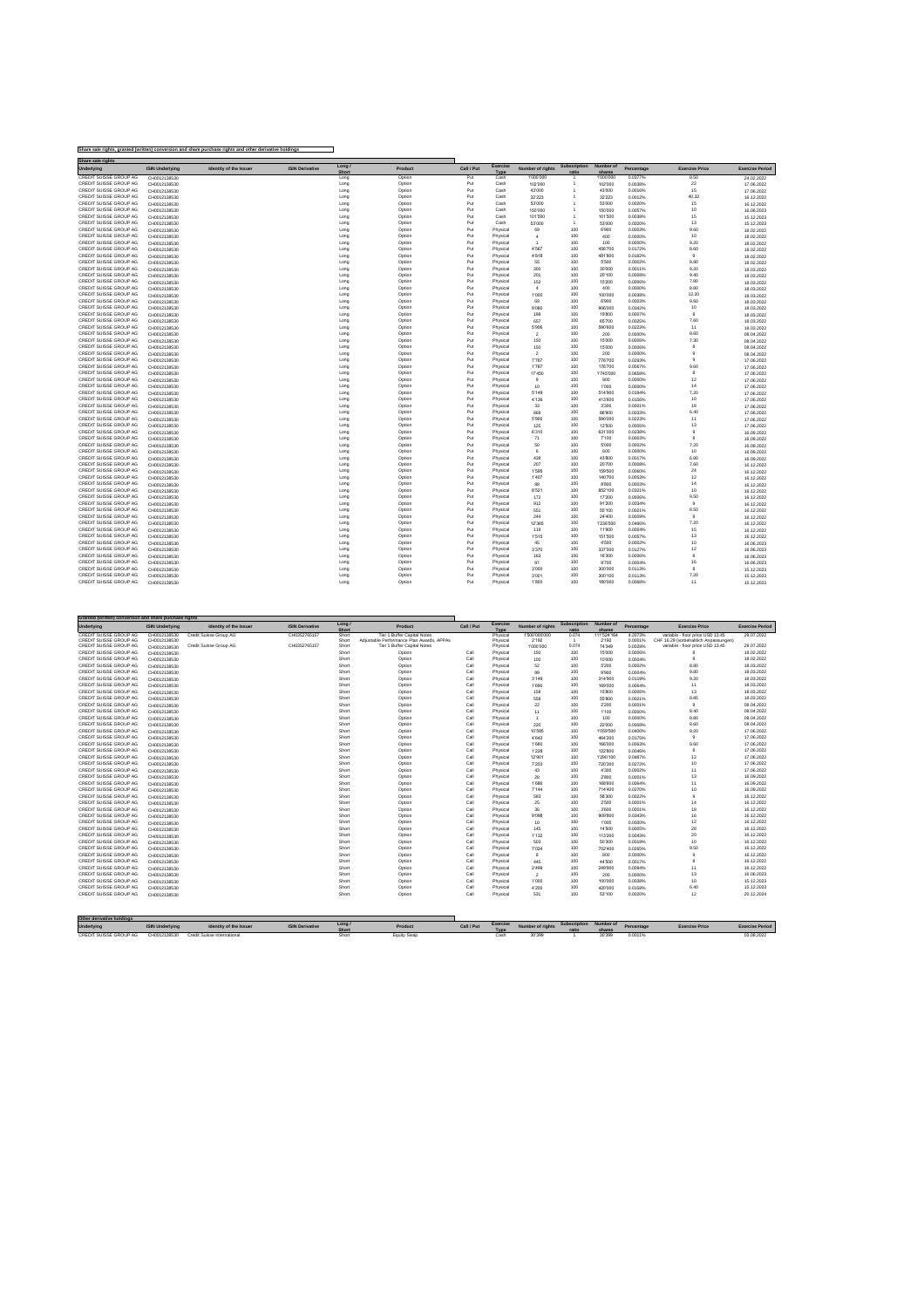**Share sale rights, granted (written) conversion and share purchase rights and other derivative holdings**

**Share sale rights**

| Underlying | ISIN Underlying | Identity of the Issuer | ISIN Derivative | Long / Short | Product | Call / Put | Exercise Type | Number of rights | Subscription ratio | Number of shares | Percentage | Exercise Price | Exercise Period |
|---|---|---|---|---|---|---|---|---|---|---|---|---|---|
| CREDIT SUISSE GROUP AG | CH0012138530 | | | Long | Option | Put | Cash | 1'000'000 | 1 | 1'000'000 | 0.0377% | 8.50 | 24.02.2022 |
| CREDIT SUISSE GROUP AG | CH0012138530 | | | Long | Option | Put | Cash | 102'000 | 1 | 102'000 | 0.0038% | 22 | 17.06.2022 |
| CREDIT SUISSE GROUP AG | CH0012138530 | | | Long | Option | Put | Cash | 43'000 | 1 | 43'000 | 0.0016% | 15 | 17.06.2022 |
| CREDIT SUISSE GROUP AG | CH0012138530 | | | Long | Option | Put | Cash | 32'223 | 1 | 32'223 | 0.0012% | 40.32 | 16.12.2022 |
| CREDIT SUISSE GROUP AG | CH0012138530 | | | Long | Option | Put | Cash | 53'000 | 1 | 53'000 | 0.0020% | 15 | 16.12.2022 |
| CREDIT SUISSE GROUP AG | CH0012138530 | | | Long | Option | Put | Cash | 150'000 | 1 | 150'000 | 0.0057% | 10 | 16.06.2023 |
| CREDIT SUISSE GROUP AG | CH0012138530 | | | Long | Option | Put | Cash | 101'500 | 1 | 101'500 | 0.0038% | 15 | 15.12.2023 |
| CREDIT SUISSE GROUP AG | CH0012138530 | | | Long | Option | Put | Cash | 53'000 | 1 | 53'000 | 0.0020% | 13 | 15.12.2023 |
| CREDIT SUISSE GROUP AG | CH0012138530 | | | Long | Option | Put | Physical | 69 | 100 | 6'900 | 0.0003% | 9.60 | 18.02.2022 |
| CREDIT SUISSE GROUP AG | CH0012138530 | | | Long | Option | Put | Physical | 4 | 100 | 400 | 0.0000% | 10 | 18.02.2022 |
| CREDIT SUISSE GROUP AG | CH0012138530 | | | Long | Option | Put | Physical | 1 | 100 | 100 | 0.0000% | 9.20 | 18.02.2022 |
| CREDIT SUISSE GROUP AG | CH0012138530 | | | Long | Option | Put | Physical | 4'567 | 100 | 456'700 | 0.0172% | 8.60 | 18.02.2022 |
| CREDIT SUISSE GROUP AG | CH0012138530 | | | Long | Option | Put | Physical | 4'818 | 100 | 481'800 | 0.0182% | 8 | 18.02.2022 |
| CREDIT SUISSE GROUP AG | CH0012138530 | | | Long | Option | Put | Physical | 55 | 100 | 5'500 | 0.0002% | 8.80 | 18.02.2022 |
| CREDIT SUISSE GROUP AG | CH0012138530 | | | Long | Option | Put | Physical | 300 | 100 | 30'000 | 0.0011% | 9.20 | 18.03.2022 |
| CREDIT SUISSE GROUP AG | CH0012138530 | | | Long | Option | Put | Physical | 201 | 100 | 20'100 | 0.0008% | 9.40 | 18.03.2022 |
| CREDIT SUISSE GROUP AG | CH0012138530 | | | Long | Option | Put | Physical | 152 | 100 | 15'200 | 0.0006% | 7.60 | 18.03.2022 |
| CREDIT SUISSE GROUP AG | CH0012138530 | | | Long | Option | Put | Physical | 4 | 100 | 400 | 0.0000% | 8.60 | 18.03.2022 |
| CREDIT SUISSE GROUP AG | CH0012138530 | | | Long | Option | Put | Physical | 1'000 | 100 | 100'000 | 0.0038% | 12.20 | 18.03.2022 |
| CREDIT SUISSE GROUP AG | CH0012138530 | | | Long | Option | Put | Physical | 69 | 100 | 6'900 | 0.0003% | 9.60 | 18.03.2022 |
| CREDIT SUISSE GROUP AG | CH0012138530 | | | Long | Option | Put | Physical | 9'080 | 100 | 908'000 | 0.0342% | 10 | 18.03.2022 |
| CREDIT SUISSE GROUP AG | CH0012138530 | | | Long | Option | Put | Physical | 198 | 100 | 19'800 | 0.0007% | 8 | 18.03.2022 |
| CREDIT SUISSE GROUP AG | CH0012138530 | | | Long | Option | Put | Physical | 657 | 100 | 65'700 | 0.0025% | 7.60 | 18.03.2022 |
| CREDIT SUISSE GROUP AG | CH0012138530 | | | Long | Option | Put | Physical | 5'906 | 100 | 590'600 | 0.0223% | 11 | 18.03.2022 |
| CREDIT SUISSE GROUP AG | CH0012138530 | | | Long | Option | Put | Physical | 2 | 100 | 200 | 0.0000% | 8.60 | 08.04.2022 |
| CREDIT SUISSE GROUP AG | CH0012138530 | | | Long | Option | Put | Physical | 150 | 100 | 15'000 | 0.0006% | 7.30 | 08.04.2022 |
| CREDIT SUISSE GROUP AG | CH0012138530 | | | Long | Option | Put | Physical | 150 | 100 | 15'000 | 0.0006% | 8 | 08.04.2022 |
| CREDIT SUISSE GROUP AG | CH0012138530 | | | Long | Option | Put | Physical | 2 | 100 | 200 | 0.0000% | 8 | 08.04.2022 |
| CREDIT SUISSE GROUP AG | CH0012138530 | | | Long | Option | Put | Physical | 7'767 | 100 | 776'700 | 0.0293% | 8 | 17.06.2022 |
| CREDIT SUISSE GROUP AG | CH0012138530 | | | Long | Option | Put | Physical | 1'787 | 100 | 178'700 | 0.0067% | 9.60 | 17.06.2022 |
| CREDIT SUISSE GROUP AG | CH0012138530 | | | Long | Option | Put | Physical | 17'455 | 100 | 1'745'500 | 0.0658% | 8 | 17.06.2022 |
| CREDIT SUISSE GROUP AG | CH0012138530 | | | Long | Option | Put | Physical | 9 | 100 | 900 | 0.0000% | 12 | 17.06.2022 |
| CREDIT SUISSE GROUP AG | CH0012138530 | | | Long | Option | Put | Physical | 10 | 100 | 1'000 | 0.0000% | 14 | 17.06.2022 |
| CREDIT SUISSE GROUP AG | CH0012138530 | | | Long | Option | Put | Physical | 5'149 | 100 | 514'900 | 0.0194% | 7.20 | 17.06.2022 |
| CREDIT SUISSE GROUP AG | CH0012138530 | | | Long | Option | Put | Physical | 4'136 | 100 | 413'600 | 0.0156% | 10 | 17.06.2022 |
| CREDIT SUISSE GROUP AG | CH0012138530 | | | Long | Option | Put | Physical | 33 | 100 | 3'300 | 0.0001% | 18 | 17.06.2022 |
| CREDIT SUISSE GROUP AG | CH0012138530 | | | Long | Option | Put | Physical | 869 | 100 | 86'900 | 0.0033% | 6.40 | 17.06.2022 |
| CREDIT SUISSE GROUP AG | CH0012138530 | | | Long | Option | Put | Physical | 5'900 | 100 | 590'000 | 0.0223% | 11 | 17.06.2022 |
| CREDIT SUISSE GROUP AG | CH0012138530 | | | Long | Option | Put | Physical | 125 | 100 | 12'500 | 0.0005% | 13 | 17.06.2022 |
| CREDIT SUISSE GROUP AG | CH0012138530 | | | Long | Option | Put | Physical | 6'310 | 100 | 631'000 | 0.0238% | 9 | 16.09.2022 |
| CREDIT SUISSE GROUP AG | CH0012138530 | | | Long | Option | Put | Physical | 71 | 100 | 7'100 | 0.0003% | 8 | 16.09.2022 |
| CREDIT SUISSE GROUP AG | CH0012138530 | | | Long | Option | Put | Physical | 50 | 100 | 5'000 | 0.0002% | 7.20 | 16.09.2022 |
| CREDIT SUISSE GROUP AG | CH0012138530 | | | Long | Option | Put | Physical | 6 | 100 | 600 | 0.0000% | 10 | 16.09.2022 |
| CREDIT SUISSE GROUP AG | CH0012138530 | | | Long | Option | Put | Physical | 438 | 100 | 43'800 | 0.0017% | 6.80 | 16.09.2022 |
| CREDIT SUISSE GROUP AG | CH0012138530 | | | Long | Option | Put | Physical | 207 | 100 | 20'700 | 0.0008% | 7.60 | 16.12.2022 |
| CREDIT SUISSE GROUP AG | CH0012138530 | | | Long | Option | Put | Physical | 1'595 | 100 | 159'500 | 0.0060% | 24 | 16.12.2022 |
| CREDIT SUISSE GROUP AG | CH0012138530 | | | Long | Option | Put | Physical | 1'407 | 100 | 140'700 | 0.0053% | 12 | 16.12.2022 |
| CREDIT SUISSE GROUP AG | CH0012138530 | | | Long | Option | Put | Physical | 88 | 100 | 8'800 | 0.0003% | 14 | 16.12.2022 |
| CREDIT SUISSE GROUP AG | CH0012138530 | | | Long | Option | Put | Physical | 8'521 | 100 | 852'100 | 0.0321% | 10 | 16.12.2022 |
| CREDIT SUISSE GROUP AG | CH0012138530 | | | Long | Option | Put | Physical | 173 | 100 | 17'300 | 0.0007% | 9.50 | 16.12.2022 |
| CREDIT SUISSE GROUP AG | CH0012138530 | | | Long | Option | Put | Physical | 912 | 100 | 91'200 | 0.0034% | 9 | 16.12.2022 |
| CREDIT SUISSE GROUP AG | CH0012138530 | | | Long | Option | Put | Physical | 551 | 100 | 55'100 | 0.0021% | 8.50 | 16.12.2022 |
| CREDIT SUISSE GROUP AG | CH0012138530 | | | Long | Option | Put | Physical | 244 | 100 | 24'400 | 0.0009% | 8 | 16.12.2022 |
| CREDIT SUISSE GROUP AG | CH0012138530 | | | Long | Option | Put | Physical | 12'365 | 100 | 1'236'500 | 0.0466% | 7.20 | 16.12.2022 |
| CREDIT SUISSE GROUP AG | CH0012138530 | | | Long | Option | Put | Physical | 119 | 100 | 11'900 | 0.0004% | 15 | 16.12.2022 |
| CREDIT SUISSE GROUP AG | CH0012138530 | | | Long | Option | Put | Physical | 1'515 | 100 | 151'500 | 0.0057% | 13 | 16.12.2022 |
| CREDIT SUISSE GROUP AG | CH0012138530 | | | Long | Option | Put | Physical | 45 | 100 | 4'500 | 0.0002% | 10 | 16.06.2023 |
| CREDIT SUISSE GROUP AG | CH0012138530 | | | Long | Option | Put | Physical | 3'370 | 100 | 337'000 | 0.0127% | 12 | 16.06.2023 |
| CREDIT SUISSE GROUP AG | CH0012138530 | | | Long | Option | Put | Physical | 163 | 100 | 16'300 | 0.0006% | 8 | 16.06.2023 |
| CREDIT SUISSE GROUP AG | CH0012138530 | | | Long | Option | Put | Physical | 97 | 100 | 9'700 | 0.0004% | 16 | 16.06.2023 |
| CREDIT SUISSE GROUP AG | CH0012138530 | | | Long | Option | Put | Physical | 3'000 | 100 | 300'000 | 0.0113% | 8 | 15.12.2023 |
| CREDIT SUISSE GROUP AG | CH0012138530 | | | Long | Option | Put | Physical | 3'001 | 100 | 300'100 | 0.0113% | 7.20 | 15.12.2023 |
| CREDIT SUISSE GROUP AG | CH0012138530 | | | Long | Option | Put | Physical | 1'800 | 100 | 180'000 | 0.0068% | 11 | 15.12.2023 |

**Granted (written) conversion and share purchase rights**

| Underlying | ISIN Underlying | Identity of the Issuer | ISIN Derivative | Long / Short | Product | Call / Put | Exercise Type | Number of rights | Subscription ratio | Number of shares | Percentage | Exercise Price | Exercise Period |
|---|---|---|---|---|---|---|---|---|---|---|---|---|---|
| CREDIT SUISSE GROUP AG | CH0012138530 | Credit Suisse Group AG | CH0352765157 | Short | Tier 1 Buffer Capital Notes | | Physical | 1'500'000'000 | 0.074 | 111'524'164 | 4.2073% | variable - floor price USD 13.45 | 29.07.2022 |
| CREDIT SUISSE GROUP AG | CH0012138530 | | | Short | Adjustable Performance Plan Awards, APPAs | | Physical | 2'192 | 1 | 2'192 | 0.0001% | CHF 16.29 (vorbehaltlich Anpassungen) | |
| CREDIT SUISSE GROUP AG | CH0012138530 | Credit Suisse Group AG | CH0352765157 | Short | Tier 1 Buffer Capital Notes | | Physical | 1'000'000 | 0.074 | 74'349 | 0.0028% | variable - floor price USD 13.45 | 29.07.2022 |
| CREDIT SUISSE GROUP AG | CH0012138530 | | | Short | Option | Call | Physical | 150 | 100 | 15'000 | 0.0006% | 8 | 18.02.2022 |
| CREDIT SUISSE GROUP AG | CH0012138530 | | | Short | Option | Call | Physical | 100 | 100 | 10'000 | 0.0004% | 9 | 18.02.2022 |
| CREDIT SUISSE GROUP AG | CH0012138530 | | | Short | Option | Call | Physical | 52 | 100 | 5'200 | 0.0002% | 8.80 | 18.03.2022 |
| CREDIT SUISSE GROUP AG | CH0012138530 | | | Short | Option | Call | Physical | 99 | 100 | 9'900 | 0.0004% | 9.80 | 18.03.2022 |
| CREDIT SUISSE GROUP AG | CH0012138530 | | | Short | Option | Call | Physical | 3'149 | 100 | 314'900 | 0.0119% | 9.20 | 18.03.2022 |
| CREDIT SUISSE GROUP AG | CH0012138530 | | | Short | Option | Call | Physical | 1'686 | 100 | 168'600 | 0.0064% | 11 | 18.03.2022 |
| CREDIT SUISSE GROUP AG | CH0012138530 | | | Short | Option | Call | Physical | 158 | 100 | 15'800 | 0.0006% | 13 | 18.03.2022 |
| CREDIT SUISSE GROUP AG | CH0012138530 | | | Short | Option | Call | Physical | 558 | 100 | 55'800 | 0.0021% | 8.85 | 18.03.2022 |
| CREDIT SUISSE GROUP AG | CH0012138530 | | | Short | Option | Call | Physical | 22 | 100 | 2'200 | 0.0001% | 9 | 08.04.2022 |
| CREDIT SUISSE GROUP AG | CH0012138530 | | | Short | Option | Call | Physical | 11 | 100 | 1'100 | 0.0000% | 8.40 | 08.04.2022 |
| CREDIT SUISSE GROUP AG | CH0012138530 | | | Short | Option | Call | Physical | 1 | 100 | 100 | 0.0000% | 8.80 | 08.04.2022 |
| CREDIT SUISSE GROUP AG | CH0012138530 | | | Short | Option | Call | Physical | 220 | 100 | 22'000 | 0.0008% | 8.60 | 08.04.2022 |
| CREDIT SUISSE GROUP AG | CH0012138530 | | | Short | Option | Call | Physical | 10'595 | 100 | 1'059'500 | 0.0400% | 8.20 | 17.06.2022 |
| CREDIT SUISSE GROUP AG | CH0012138530 | | | Short | Option | Call | Physical | 4'642 | 100 | 464'200 | 0.0175% | 8 | 17.06.2022 |
| CREDIT SUISSE GROUP AG | CH0012138530 | | | Short | Option | Call | Physical | 1'660 | 100 | 166'000 | 0.0063% | 9.60 | 17.06.2022 |
| CREDIT SUISSE GROUP AG | CH0012138530 | | | Short | Option | Call | Physical | 1'228 | 100 | 122'800 | 0.0046% | 8 | 17.06.2022 |
| CREDIT SUISSE GROUP AG | CH0012138530 | | | Short | Option | Call | Physical | 12'901 | 100 | 1'290'100 | 0.0487% | 12 | 17.06.2022 |
| CREDIT SUISSE GROUP AG | CH0012138530 | | | Short | Option | Call | Physical | 7'203 | 100 | 720'300 | 0.0272% | 10 | 17.06.2022 |
| CREDIT SUISSE GROUP AG | CH0012138530 | | | Short | Option | Call | Physical | 43 | 100 | 4'300 | 0.0002% | 11 | 17.06.2022 |
| CREDIT SUISSE GROUP AG | CH0012138530 | | | Short | Option | Call | Physical | 28 | 100 | 2'800 | 0.0001% | 13 | 16.09.2022 |
| CREDIT SUISSE GROUP AG | CH0012138530 | | | Short | Option | Call | Physical | 1'686 | 100 | 168'600 | 0.0064% | 11 | 16.09.2022 |
| CREDIT SUISSE GROUP AG | CH0012138530 | | | Short | Option | Call | Physical | 7'144 | 100 | 714'400 | 0.0270% | 10 | 16.09.2022 |
| CREDIT SUISSE GROUP AG | CH0012138530 | | | Short | Option | Call | Physical | 583 | 100 | 58'300 | 0.0022% | 9 | 16.12.2022 |
| CREDIT SUISSE GROUP AG | CH0012138530 | | | Short | Option | Call | Physical | 25 | 100 | 2'500 | 0.0001% | 14 | 16.12.2022 |
| CREDIT SUISSE GROUP AG | CH0012138530 | | | Short | Option | Call | Physical | 36 | 100 | 3'600 | 0.0001% | 18 | 16.12.2022 |
| CREDIT SUISSE GROUP AG | CH0012138530 | | | Short | Option | Call | Physical | 9'098 | 100 | 909'800 | 0.0343% | 16 | 16.12.2022 |
| CREDIT SUISSE GROUP AG | CH0012138530 | | | Short | Option | Call | Physical | 10 | 100 | 1'000 | 0.0000% | 12 | 16.12.2022 |
| CREDIT SUISSE GROUP AG | CH0012138530 | | | Short | Option | Call | Physical | 145 | 100 | 14'500 | 0.0005% | 28 | 16.12.2022 |
| CREDIT SUISSE GROUP AG | CH0012138530 | | | Short | Option | Call | Physical | 1'132 | 100 | 113'200 | 0.0043% | 20 | 16.12.2022 |
| CREDIT SUISSE GROUP AG | CH0012138530 | | | Short | Option | Call | Physical | 503 | 100 | 50'300 | 0.0019% | 10 | 16.12.2022 |
| CREDIT SUISSE GROUP AG | CH0012138530 | | | Short | Option | Call | Physical | 7'024 | 100 | 702'400 | 0.0265% | 9.50 | 16.12.2022 |
| CREDIT SUISSE GROUP AG | CH0012138530 | | | Short | Option | Call | Physical | 8 | 100 | 800 | 0.0000% | 9 | 16.12.2022 |
| CREDIT SUISSE GROUP AG | CH0012138530 | | | Short | Option | Call | Physical | 445 | 100 | 44'500 | 0.0017% | 8 | 16.12.2022 |
| CREDIT SUISSE GROUP AG | CH0012138530 | | | Short | Option | Call | Physical | 2'499 | 100 | 249'900 | 0.0094% | 11 | 16.12.2022 |
| CREDIT SUISSE GROUP AG | CH0012138530 | | | Short | Option | Call | Physical | 2 | 100 | 200 | 0.0000% | 13 | 16.06.2023 |
| CREDIT SUISSE GROUP AG | CH0012138530 | | | Short | Option | Call | Physical | 1'000 | 100 | 100'000 | 0.0038% | 10 | 15.12.2023 |
| CREDIT SUISSE GROUP AG | CH0012138530 | | | Short | Option | Call | Physical | 4'200 | 100 | 420'000 | 0.0158% | 6.40 | 15.12.2023 |
| CREDIT SUISSE GROUP AG | CH0012138530 | | | Short | Option | Call | Physical | 531 | 100 | 53'100 | 0.0020% | 12 | 20.12.2024 |

**Other derivative holdings**

| Underlying | ISIN Underlying | Identity of the Issuer | ISIN Derivative | Long / Short | Product | Call / Put | Exercise Type | Number of rights | Subscription ratio | Number of shares | Percentage | Exercise Price | Exercise Period |
|---|---|---|---|---|---|---|---|---|---|---|---|---|---|
| CREDIT SUISSE GROUP AG | CH0012138530 | Credit Suisse International | | Short | Equity Swap | | Cash | 30'399 | 1 | 30'399 | 0.0011% | | 03.06.2022 |